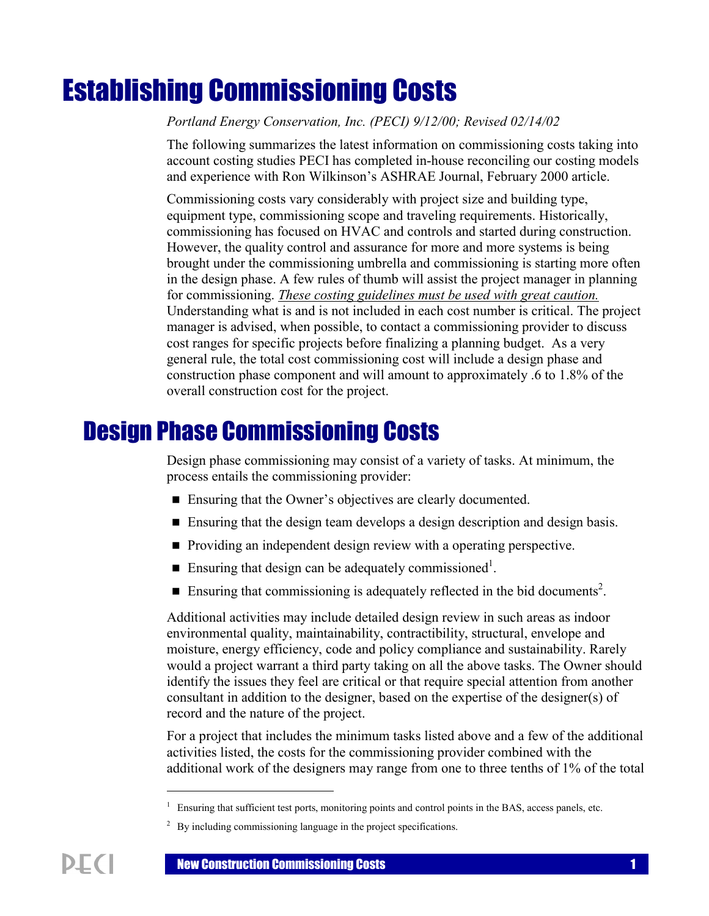# Establishing Commissioning Costs

*Portland Energy Conservation, Inc. (PECI) 9/12/00; Revised 02/14/02*

The following summarizes the latest information on commissioning costs taking into account costing studies PECI has completed in-house reconciling our costing models and experience with Ron Wilkinson's ASHRAE Journal, February 2000 article.

Commissioning costs vary considerably with project size and building type, equipment type, commissioning scope and traveling requirements. Historically, commissioning has focused on HVAC and controls and started during construction. However, the quality control and assurance for more and more systems is being brought under the commissioning umbrella and commissioning is starting more often in the design phase. A few rules of thumb will assist the project manager in planning for commissioning. <u>*These costing guidelines must be used with great caution.*</u> Understanding what is and is not included in each cost number is critical. The project manager is advised, when possible, to contact a commissioning provider to discuss cost ranges for specific projects before finalizing a planning budget. As a very general rule, the total cost commissioning cost will include a design phase and construction phase component and will amount to approximately .6 to 1.8% of the overall construction cost for the project.

## Design Phase Commissioning Costs

Design phase commissioning may consist of a variety of tasks. At minimum, the process entails the commissioning provider:

- Ensuring that the Owner's objectives are clearly documented.
- Ensuring that the design team develops a design description and design basis.
- Providing an independent design review with a operating perspective.
- Ensuring that design can be adequately commissioned[1].
- Ensuring that commissioning is adequately reflected in the bid documents[2].

Additional activities may include detailed design review in such areas as indoor environmental quality, maintainability, contractibility, structural, envelope and moisture, energy efficiency, code and policy compliance and sustainability. Rarely would a project warrant a third party taking on all the above tasks. The Owner should identify the issues they feel are critical or that require special attention from another consultant in addition to the designer, based on the expertise of the designer(s) of record and the nature of the project.

For a project that includes the minimum tasks listed above and a few of the additional activities listed, the costs for the commissioning provider combined with the additional work of the designers may range from one to three tenths of 1% of the total

---

[1] Ensuring that sufficient test ports, monitoring points and control points in the BAS, access panels, etc.

[2] By including commissioning language in the project specifications.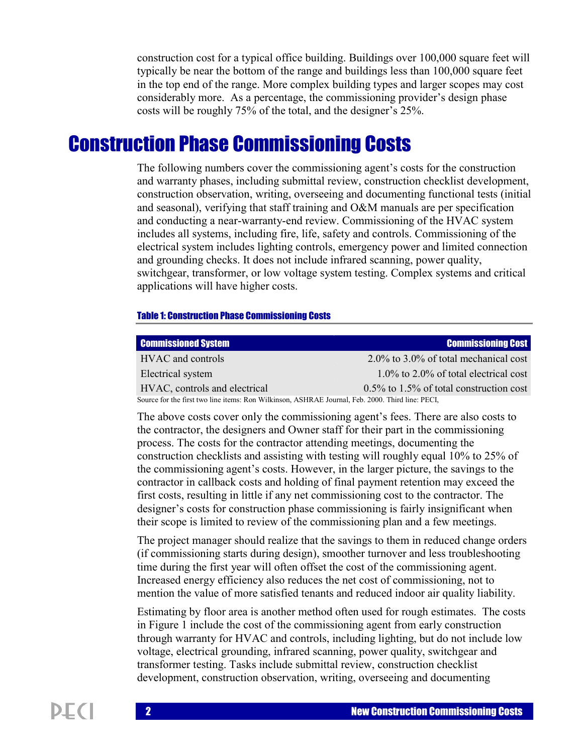construction cost for a typical office building. Buildings over 100,000 square feet will typically be near the bottom of the range and buildings less than 100,000 square feet in the top end of the range. More complex building types and larger scopes may cost considerably more. As a percentage, the commissioning provider's design phase costs will be roughly 75% of the total, and the designer's 25%.

# Construction Phase Commissioning Costs

The following numbers cover the commissioning agent's costs for the construction and warranty phases, including submittal review, construction checklist development, construction observation, writing, overseeing and documenting functional tests (initial and seasonal), verifying that staff training and O&M manuals are per specification and conducting a near-warranty-end review. Commissioning of the HVAC system includes all systems, including fire, life, safety and controls. Commissioning of the electrical system includes lighting controls, emergency power and limited connection and grounding checks. It does not include infrared scanning, power quality, switchgear, transformer, or low voltage system testing. Complex systems and critical applications will have higher costs.

#### Table 1: Construction Phase Commissioning Costs

| Commissioned System | Commissioning Cost |
|---|---|
| HVAC and controls | 2.0% to 3.0% of total mechanical cost |
| Electrical system | 1.0% to 2.0% of total electrical cost |
| HVAC, controls and electrical | 0.5% to 1.5% of total construction cost |

Source for the first two line items: Ron Wilkinson, ASHRAE Journal, Feb. 2000. Third line: PECI,

The above costs cover only the commissioning agent's fees. There are also costs to the contractor, the designers and Owner staff for their part in the commissioning process. The costs for the contractor attending meetings, documenting the construction checklists and assisting with testing will roughly equal 10% to 25% of the commissioning agent's costs. However, in the larger picture, the savings to the contractor in callback costs and holding of final payment retention may exceed the first costs, resulting in little if any net commissioning cost to the contractor. The designer's costs for construction phase commissioning is fairly insignificant when their scope is limited to review of the commissioning plan and a few meetings.

The project manager should realize that the savings to them in reduced change orders (if commissioning starts during design), smoother turnover and less troubleshooting time during the first year will often offset the cost of the commissioning agent. Increased energy efficiency also reduces the net cost of commissioning, not to mention the value of more satisfied tenants and reduced indoor air quality liability.

Estimating by floor area is another method often used for rough estimates. The costs in Figure 1 include the cost of the commissioning agent from early construction through warranty for HVAC and controls, including lighting, but do not include low voltage, electrical grounding, infrared scanning, power quality, switchgear and transformer testing. Tasks include submittal review, construction checklist development, construction observation, writing, overseeing and documenting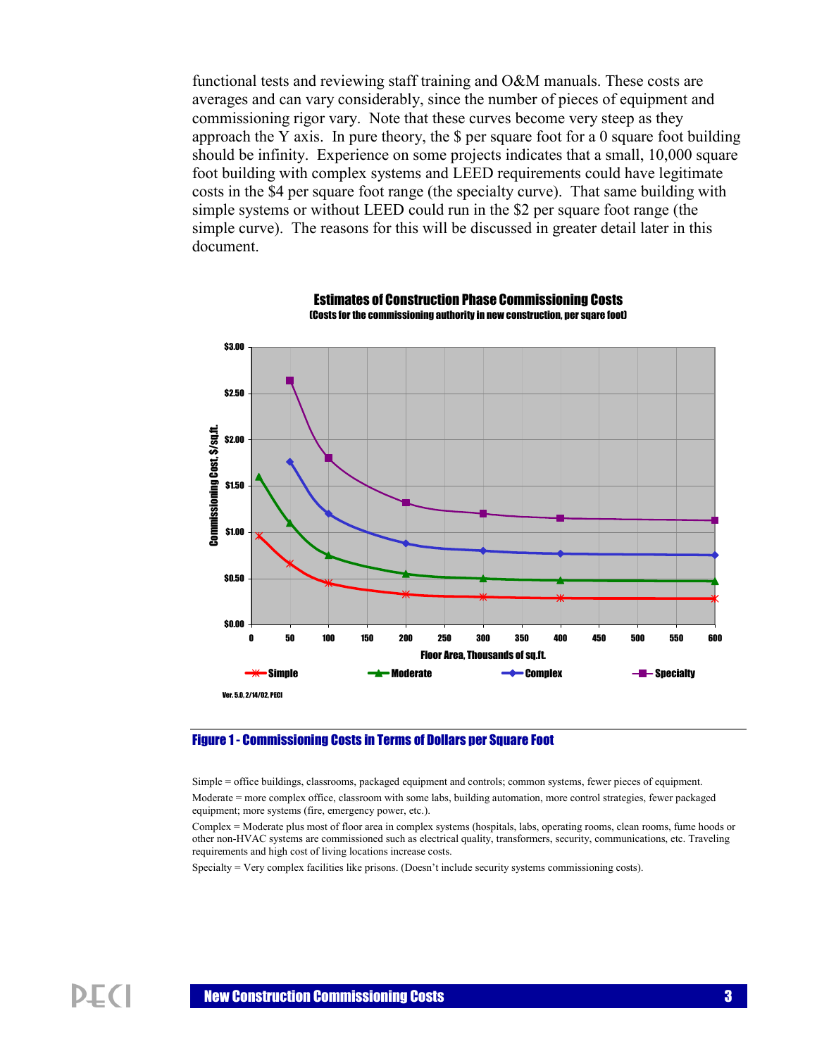functional tests and reviewing staff training and O&M manuals. These costs are averages and can vary considerably, since the number of pieces of equipment and commissioning rigor vary. Note that these curves become very steep as they approach the Y axis. In pure theory, the $ per square foot for a 0 square foot building should be infinity. Experience on some projects indicates that a small, 10,000 square foot building with complex systems and LEED requirements could have legitimate costs in the $4 per square foot range (the specialty curve). That same building with simple systems or without LEED could run in the $2 per square foot range (the simple curve). The reasons for this will be discussed in greater detail later in this document.

**Estimates of Construction Phase Commissioning Costs**
**(Costs for the commissioning authority in new construction, per sqare foot)**

Commissioning Cost, $/sq.ft.

$3.00
$2.50
$2.00
$1.50
$1.00
$0.50
$0.00

0 50 100 150 200 250 300 350 400 450 500 550 600

Floor Area, Thousands of sq.ft.

Simple
Moderate
Complex
Specialty

Ver. 5.0, 2/14/02, PECI

**Figure 1 - Commissioning Costs in Terms of Dollars per Square Foot**

Simple = office buildings, classrooms, packaged equipment and controls; common systems, fewer pieces of equipment.

Moderate = more complex office, classroom with some labs, building automation, more control strategies, fewer packaged equipment; more systems (fire, emergency power, etc.).

Complex = Moderate plus most of floor area in complex systems (hospitals, labs, operating rooms, clean rooms, fume hoods or other non-HVAC systems are commissioned such as electrical quality, transformers, security, communications, etc. Traveling requirements and high cost of living locations increase costs.

Specialty = Very complex facilities like prisons. (Doesn't include security systems commissioning costs).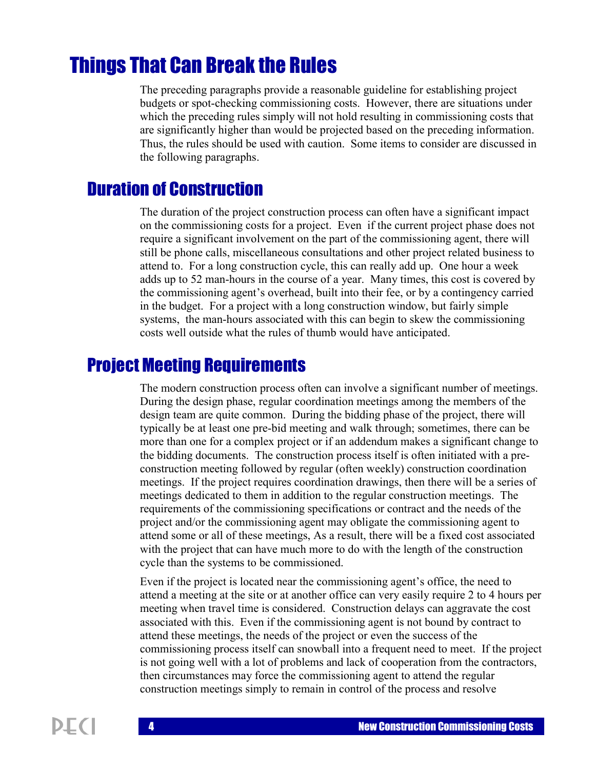# Things That Can Break the Rules

The preceding paragraphs provide a reasonable guideline for establishing project budgets or spot-checking commissioning costs. However, there are situations under which the preceding rules simply will not hold resulting in commissioning costs that are significantly higher than would be projected based on the preceding information. Thus, the rules should be used with caution. Some items to consider are discussed in the following paragraphs.

## Duration of Construction

The duration of the project construction process can often have a significant impact on the commissioning costs for a project. Even if the current project phase does not require a significant involvement on the part of the commissioning agent, there will still be phone calls, miscellaneous consultations and other project related business to attend to. For a long construction cycle, this can really add up. One hour a week adds up to 52 man-hours in the course of a year. Many times, this cost is covered by the commissioning agent's overhead, built into their fee, or by a contingency carried in the budget. For a project with a long construction window, but fairly simple systems, the man-hours associated with this can begin to skew the commissioning costs well outside what the rules of thumb would have anticipated.

## Project Meeting Requirements

The modern construction process often can involve a significant number of meetings. During the design phase, regular coordination meetings among the members of the design team are quite common. During the bidding phase of the project, there will typically be at least one pre-bid meeting and walk through; sometimes, there can be more than one for a complex project or if an addendum makes a significant change to the bidding documents. The construction process itself is often initiated with a pre-construction meeting followed by regular (often weekly) construction coordination meetings. If the project requires coordination drawings, then there will be a series of meetings dedicated to them in addition to the regular construction meetings. The requirements of the commissioning specifications or contract and the needs of the project and/or the commissioning agent may obligate the commissioning agent to attend some or all of these meetings, As a result, there will be a fixed cost associated with the project that can have much more to do with the length of the construction cycle than the systems to be commissioned.

Even if the project is located near the commissioning agent's office, the need to attend a meeting at the site or at another office can very easily require 2 to 4 hours per meeting when travel time is considered. Construction delays can aggravate the cost associated with this. Even if the commissioning agent is not bound by contract to attend these meetings, the needs of the project or even the success of the commissioning process itself can snowball into a frequent need to meet. If the project is not going well with a lot of problems and lack of cooperation from the contractors, then circumstances may force the commissioning agent to attend the regular construction meetings simply to remain in control of the process and resolve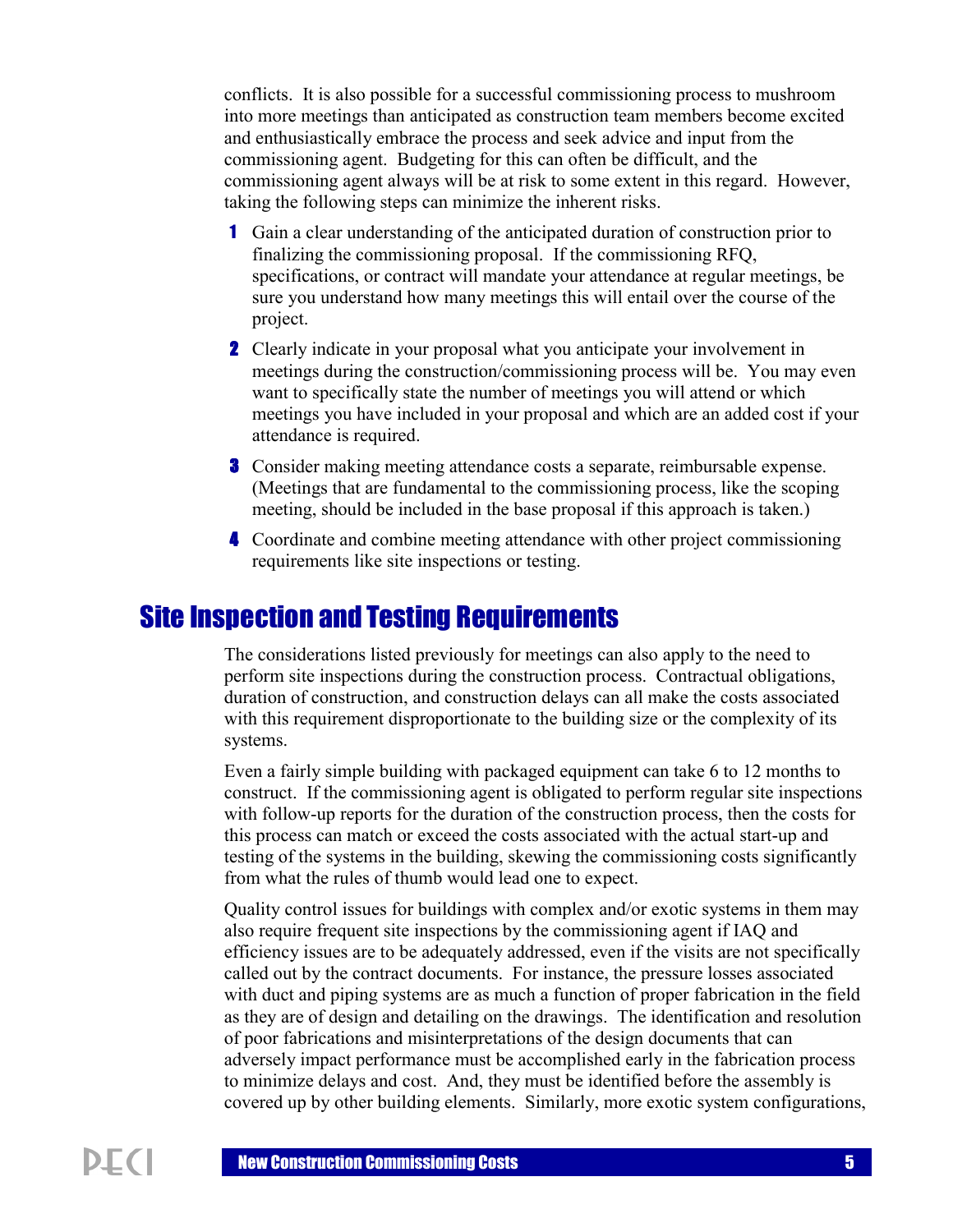conflicts. It is also possible for a successful commissioning process to mushroom into more meetings than anticipated as construction team members become excited and enthusiastically embrace the process and seek advice and input from the commissioning agent. Budgeting for this can often be difficult, and the commissioning agent always will be at risk to some extent in this regard. However, taking the following steps can minimize the inherent risks.

1. Gain a clear understanding of the anticipated duration of construction prior to finalizing the commissioning proposal. If the commissioning RFQ, specifications, or contract will mandate your attendance at regular meetings, be sure you understand how many meetings this will entail over the course of the project.
2. Clearly indicate in your proposal what you anticipate your involvement in meetings during the construction/commissioning process will be. You may even want to specifically state the number of meetings you will attend or which meetings you have included in your proposal and which are an added cost if your attendance is required.
3. Consider making meeting attendance costs a separate, reimbursable expense. (Meetings that are fundamental to the commissioning process, like the scoping meeting, should be included in the base proposal if this approach is taken.)
4. Coordinate and combine meeting attendance with other project commissioning requirements like site inspections or testing.

## Site Inspection and Testing Requirements

The considerations listed previously for meetings can also apply to the need to perform site inspections during the construction process. Contractual obligations, duration of construction, and construction delays can all make the costs associated with this requirement disproportionate to the building size or the complexity of its systems.

Even a fairly simple building with packaged equipment can take 6 to 12 months to construct. If the commissioning agent is obligated to perform regular site inspections with follow-up reports for the duration of the construction process, then the costs for this process can match or exceed the costs associated with the actual start-up and testing of the systems in the building, skewing the commissioning costs significantly from what the rules of thumb would lead one to expect.

Quality control issues for buildings with complex and/or exotic systems in them may also require frequent site inspections by the commissioning agent if IAQ and efficiency issues are to be adequately addressed, even if the visits are not specifically called out by the contract documents. For instance, the pressure losses associated with duct and piping systems are as much a function of proper fabrication in the field as they are of design and detailing on the drawings. The identification and resolution of poor fabrications and misinterpretations of the design documents that can adversely impact performance must be accomplished early in the fabrication process to minimize delays and cost. And, they must be identified before the assembly is covered up by other building elements. Similarly, more exotic system configurations,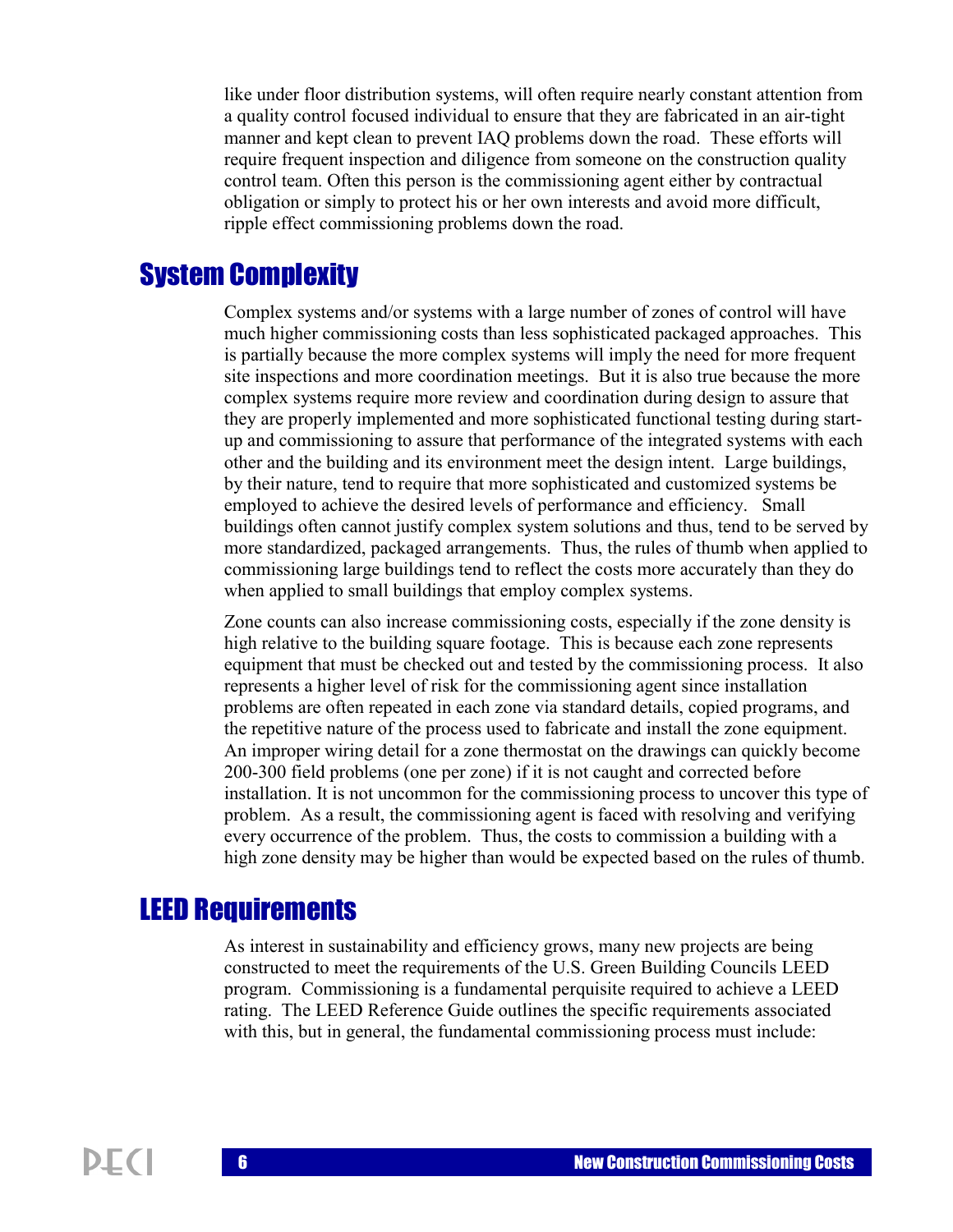like under floor distribution systems, will often require nearly constant attention from a quality control focused individual to ensure that they are fabricated in an air-tight manner and kept clean to prevent IAQ problems down the road. These efforts will require frequent inspection and diligence from someone on the construction quality control team. Often this person is the commissioning agent either by contractual obligation or simply to protect his or her own interests and avoid more difficult, ripple effect commissioning problems down the road.

## System Complexity

Complex systems and/or systems with a large number of zones of control will have much higher commissioning costs than less sophisticated packaged approaches. This is partially because the more complex systems will imply the need for more frequent site inspections and more coordination meetings. But it is also true because the more complex systems require more review and coordination during design to assure that they are properly implemented and more sophisticated functional testing during start-up and commissioning to assure that performance of the integrated systems with each other and the building and its environment meet the design intent. Large buildings, by their nature, tend to require that more sophisticated and customized systems be employed to achieve the desired levels of performance and efficiency. Small buildings often cannot justify complex system solutions and thus, tend to be served by more standardized, packaged arrangements. Thus, the rules of thumb when applied to commissioning large buildings tend to reflect the costs more accurately than they do when applied to small buildings that employ complex systems.

Zone counts can also increase commissioning costs, especially if the zone density is high relative to the building square footage. This is because each zone represents equipment that must be checked out and tested by the commissioning process. It also represents a higher level of risk for the commissioning agent since installation problems are often repeated in each zone via standard details, copied programs, and the repetitive nature of the process used to fabricate and install the zone equipment. An improper wiring detail for a zone thermostat on the drawings can quickly become 200-300 field problems (one per zone) if it is not caught and corrected before installation. It is not uncommon for the commissioning process to uncover this type of problem. As a result, the commissioning agent is faced with resolving and verifying every occurrence of the problem. Thus, the costs to commission a building with a high zone density may be higher than would be expected based on the rules of thumb.

## LEED Requirements

As interest in sustainability and efficiency grows, many new projects are being constructed to meet the requirements of the U.S. Green Building Councils LEED program. Commissioning is a fundamental perquisite required to achieve a LEED rating. The LEED Reference Guide outlines the specific requirements associated with this, but in general, the fundamental commissioning process must include: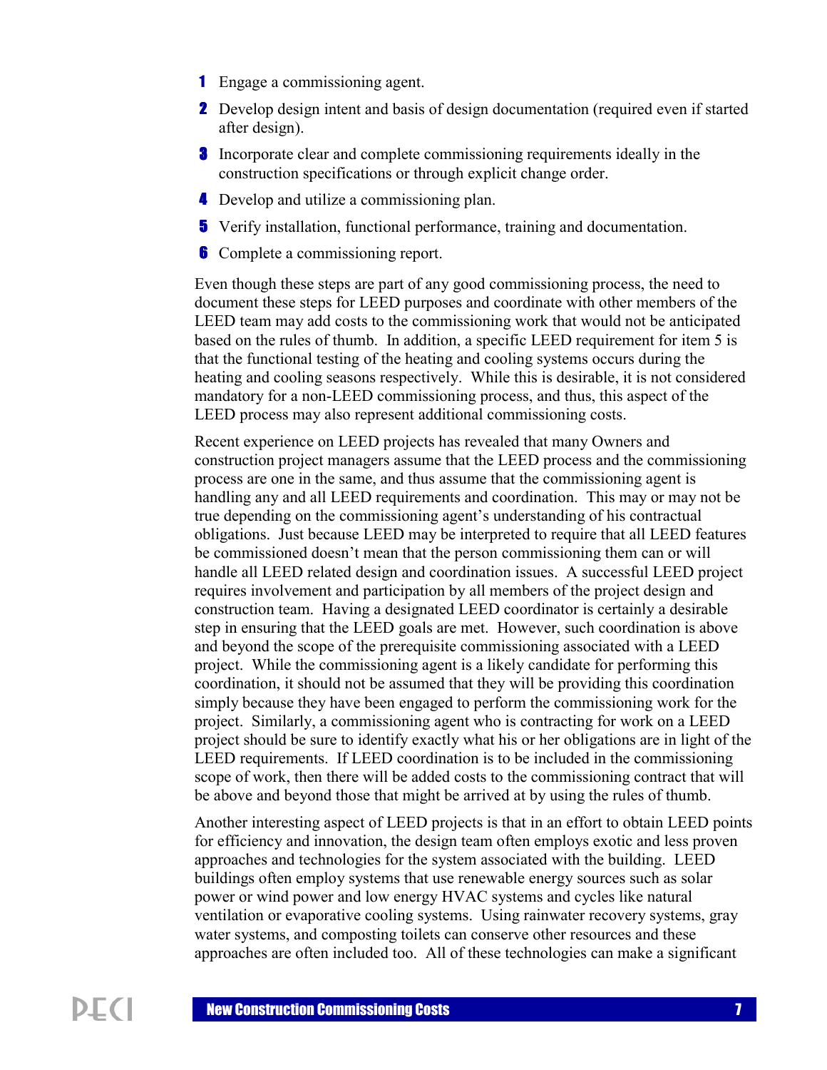1. Engage a commissioning agent.
2. Develop design intent and basis of design documentation (required even if started after design).
3. Incorporate clear and complete commissioning requirements ideally in the construction specifications or through explicit change order.
4. Develop and utilize a commissioning plan.
5. Verify installation, functional performance, training and documentation.
6. Complete a commissioning report.

Even though these steps are part of any good commissioning process, the need to document these steps for LEED purposes and coordinate with other members of the LEED team may add costs to the commissioning work that would not be anticipated based on the rules of thumb. In addition, a specific LEED requirement for item 5 is that the functional testing of the heating and cooling systems occurs during the heating and cooling seasons respectively. While this is desirable, it is not considered mandatory for a non-LEED commissioning process, and thus, this aspect of the LEED process may also represent additional commissioning costs.

Recent experience on LEED projects has revealed that many Owners and construction project managers assume that the LEED process and the commissioning process are one in the same, and thus assume that the commissioning agent is handling any and all LEED requirements and coordination. This may or may not be true depending on the commissioning agent's understanding of his contractual obligations. Just because LEED may be interpreted to require that all LEED features be commissioned doesn't mean that the person commissioning them can or will handle all LEED related design and coordination issues. A successful LEED project requires involvement and participation by all members of the project design and construction team. Having a designated LEED coordinator is certainly a desirable step in ensuring that the LEED goals are met. However, such coordination is above and beyond the scope of the prerequisite commissioning associated with a LEED project. While the commissioning agent is a likely candidate for performing this coordination, it should not be assumed that they will be providing this coordination simply because they have been engaged to perform the commissioning work for the project. Similarly, a commissioning agent who is contracting for work on a LEED project should be sure to identify exactly what his or her obligations are in light of the LEED requirements. If LEED coordination is to be included in the commissioning scope of work, then there will be added costs to the commissioning contract that will be above and beyond those that might be arrived at by using the rules of thumb.

Another interesting aspect of LEED projects is that in an effort to obtain LEED points for efficiency and innovation, the design team often employs exotic and less proven approaches and technologies for the system associated with the building. LEED buildings often employ systems that use renewable energy sources such as solar power or wind power and low energy HVAC systems and cycles like natural ventilation or evaporative cooling systems. Using rainwater recovery systems, gray water systems, and composting toilets can conserve other resources and these approaches are often included too. All of these technologies can make a significant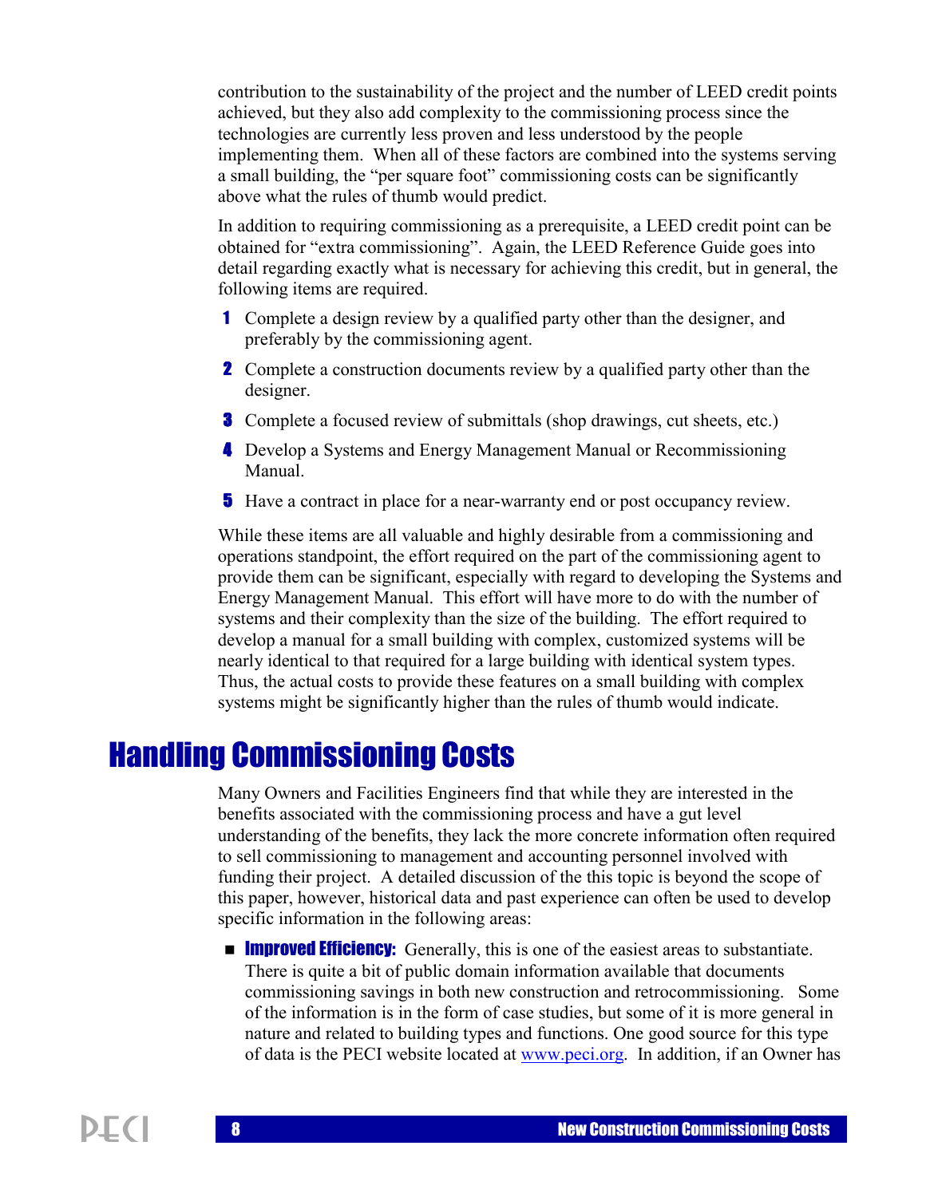contribution to the sustainability of the project and the number of LEED credit points achieved, but they also add complexity to the commissioning process since the technologies are currently less proven and less understood by the people implementing them. When all of these factors are combined into the systems serving a small building, the "per square foot" commissioning costs can be significantly above what the rules of thumb would predict.

In addition to requiring commissioning as a prerequisite, a LEED credit point can be obtained for "extra commissioning". Again, the LEED Reference Guide goes into detail regarding exactly what is necessary for achieving this credit, but in general, the following items are required.

1. Complete a design review by a qualified party other than the designer, and preferably by the commissioning agent.
2. Complete a construction documents review by a qualified party other than the designer.
3. Complete a focused review of submittals (shop drawings, cut sheets, etc.)
4. Develop a Systems and Energy Management Manual or Recommissioning Manual.
5. Have a contract in place for a near-warranty end or post occupancy review.

While these items are all valuable and highly desirable from a commissioning and operations standpoint, the effort required on the part of the commissioning agent to provide them can be significant, especially with regard to developing the Systems and Energy Management Manual. This effort will have more to do with the number of systems and their complexity than the size of the building. The effort required to develop a manual for a small building with complex, customized systems will be nearly identical to that required for a large building with identical system types. Thus, the actual costs to provide these features on a small building with complex systems might be significantly higher than the rules of thumb would indicate.

# Handling Commissioning Costs

Many Owners and Facilities Engineers find that while they are interested in the benefits associated with the commissioning process and have a gut level understanding of the benefits, they lack the more concrete information often required to sell commissioning to management and accounting personnel involved with funding their project. A detailed discussion of the this topic is beyond the scope of this paper, however, historical data and past experience can often be used to develop specific information in the following areas:

- **Improved Efficiency:** Generally, this is one of the easiest areas to substantiate. There is quite a bit of public domain information available that documents commissioning savings in both new construction and retrocommissioning. Some of the information is in the form of case studies, but some of it is more general in nature and related to building types and functions. One good source for this type of data is the PECI website located at www.peci.org. In addition, if an Owner has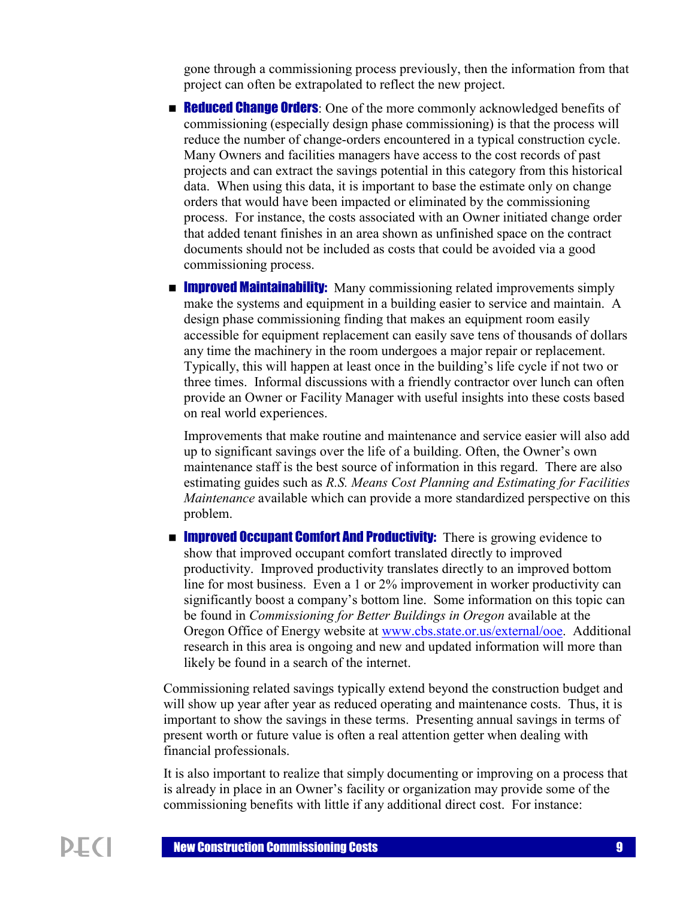gone through a commissioning process previously, then the information from that project can often be extrapolated to reflect the new project.

- **Reduced Change Orders**: One of the more commonly acknowledged benefits of commissioning (especially design phase commissioning) is that the process will reduce the number of change-orders encountered in a typical construction cycle. Many Owners and facilities managers have access to the cost records of past projects and can extract the savings potential in this category from this historical data. When using this data, it is important to base the estimate only on change orders that would have been impacted or eliminated by the commissioning process. For instance, the costs associated with an Owner initiated change order that added tenant finishes in an area shown as unfinished space on the contract documents should not be included as costs that could be avoided via a good commissioning process.

- **Improved Maintainability:** Many commissioning related improvements simply make the systems and equipment in a building easier to service and maintain. A design phase commissioning finding that makes an equipment room easily accessible for equipment replacement can easily save tens of thousands of dollars any time the machinery in the room undergoes a major repair or replacement. Typically, this will happen at least once in the building's life cycle if not two or three times. Informal discussions with a friendly contractor over lunch can often provide an Owner or Facility Manager with useful insights into these costs based on real world experiences.

  Improvements that make routine and maintenance and service easier will also add up to significant savings over the life of a building. Often, the Owner's own maintenance staff is the best source of information in this regard. There are also estimating guides such as *R.S. Means Cost Planning and Estimating for Facilities Maintenance* available which can provide a more standardized perspective on this problem.

- **Improved Occupant Comfort And Productivity:** There is growing evidence to show that improved occupant comfort translated directly to improved productivity. Improved productivity translates directly to an improved bottom line for most business. Even a 1 or 2% improvement in worker productivity can significantly boost a company's bottom line. Some information on this topic can be found in *Commissioning for Better Buildings in Oregon* available at the Oregon Office of Energy website at www.cbs.state.or.us/external/ooe. Additional research in this area is ongoing and new and updated information will more than likely be found in a search of the internet.

Commissioning related savings typically extend beyond the construction budget and will show up year after year as reduced operating and maintenance costs. Thus, it is important to show the savings in these terms. Presenting annual savings in terms of present worth or future value is often a real attention getter when dealing with financial professionals.

It is also important to realize that simply documenting or improving on a process that is already in place in an Owner's facility or organization may provide some of the commissioning benefits with little if any additional direct cost. For instance: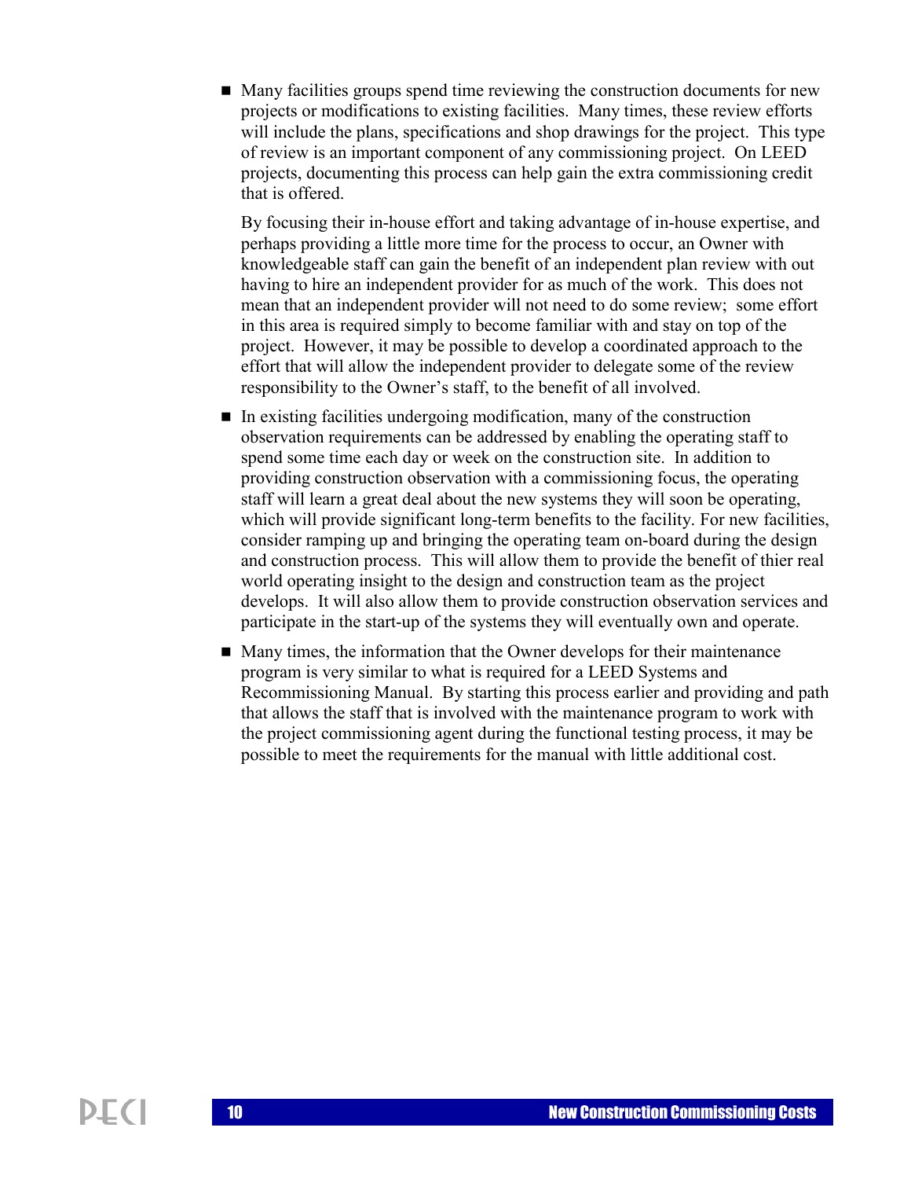- Many facilities groups spend time reviewing the construction documents for new projects or modifications to existing facilities. Many times, these review efforts will include the plans, specifications and shop drawings for the project. This type of review is an important component of any commissioning project. On LEED projects, documenting this process can help gain the extra commissioning credit that is offered.

  By focusing their in-house effort and taking advantage of in-house expertise, and perhaps providing a little more time for the process to occur, an Owner with knowledgeable staff can gain the benefit of an independent plan review with out having to hire an independent provider for as much of the work. This does not mean that an independent provider will not need to do some review; some effort in this area is required simply to become familiar with and stay on top of the project. However, it may be possible to develop a coordinated approach to the effort that will allow the independent provider to delegate some of the review responsibility to the Owner's staff, to the benefit of all involved.

- In existing facilities undergoing modification, many of the construction observation requirements can be addressed by enabling the operating staff to spend some time each day or week on the construction site. In addition to providing construction observation with a commissioning focus, the operating staff will learn a great deal about the new systems they will soon be operating, which will provide significant long-term benefits to the facility. For new facilities, consider ramping up and bringing the operating team on-board during the design and construction process. This will allow them to provide the benefit of thier real world operating insight to the design and construction team as the project develops. It will also allow them to provide construction observation services and participate in the start-up of the systems they will eventually own and operate.

- Many times, the information that the Owner develops for their maintenance program is very similar to what is required for a LEED Systems and Recommissioning Manual. By starting this process earlier and providing and path that allows the staff that is involved with the maintenance program to work with the project commissioning agent during the functional testing process, it may be possible to meet the requirements for the manual with little additional cost.